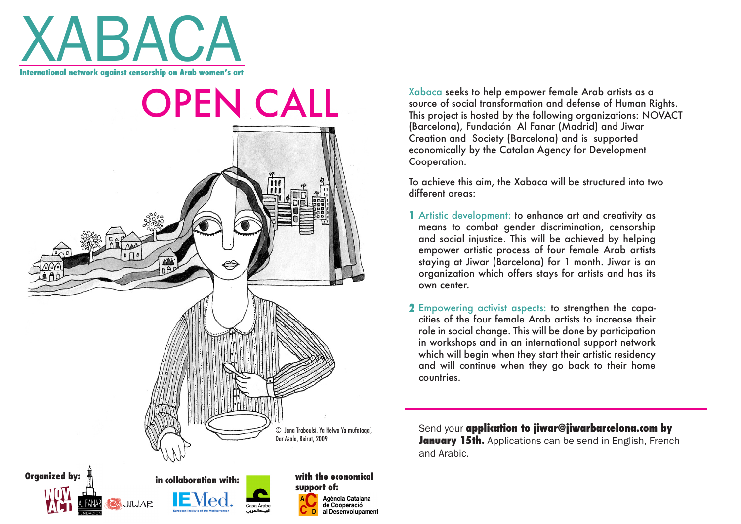# XABACA

**International network against censorship on Arab women's art**

## OPEN CALL

© Jana Traboulsi. Ya Helwa Ya mufataqa', Dar Asala, Beirut, 2009

Xabaca seeks to help empower female Arab artists as a source of social transformation and defense of Human Rights. This project is hosted by the following organizations: NOVACT (Barcelona), Fundación Al Fanar (Madrid) and Jiwar Creation and Society (Barcelona) and is supported economically by the Catalan Agency for Development Cooperation.

To achieve this aim, the Xabaca will be structured into two different areas:

1. Artistic development: to enhance art and creativity as means to combat gender discrimination, censorship and social injustice. This will be achieved by helping empower artistic process of four female Arab artists staying at Jiwar (Barcelona) for 1 month. Jiwar is an organization which offers stays for artists and has its own center.
2. Empowering activist aspects: to strengthen the capacities of the four female Arab artists to increase their role in social change. This will be done by participation in workshops and in an international support network which will begin when they start their artistic residency and will continue when they go back to their home countries.

Send your **application to jiwar@jiwarbarcelona.com by January 15th.** Applications can be send in English, French and Arabic.

**Organized by:** NOVACT, AL FANAR FUNDACIÓN, JIWAR

**in collaboration with:** IEMed. European Institute of the Mediterranean, Casa Árabe البيت العربي

**with the economical support of:** Agència Catalana de Cooperació al Desenvolupament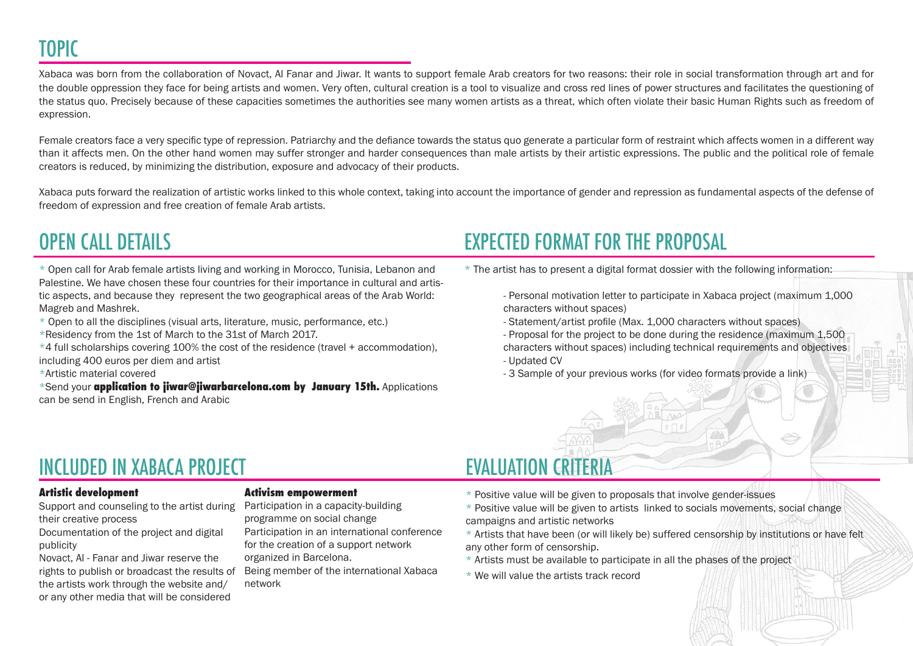# TOPIC

Xabaca was born from the collaboration of Novact, Al Fanar and Jiwar. It wants to support female Arab creators for two reasons: their role in social transformation through art and for the double oppression they face for being artists and women. Very often, cultural creation is a tool to visualize and cross red lines of power structures and facilitates the questioning of the status quo. Precisely because of these capacities sometimes the authorities see many women artists as a threat, which often violate their basic Human Rights such as freedom of expression.

Female creators face a very specific type of repression. Patriarchy and the defiance towards the status quo generate a particular form of restraint which affects women in a different way than it affects men. On the other hand women may suffer stronger and harder consequences than male artists by their artistic expressions. The public and the political role of female creators is reduced, by minimizing the distribution, exposure and advocacy of their products.

Xabaca puts forward the realization of artistic works linked to this whole context, taking into account the importance of gender and repression as fundamental aspects of the defense of freedom of expression and free creation of female Arab artists.

# OPEN CALL DETAILS

* Open call for Arab female artists living and working in Morocco, Tunisia, Lebanon and Palestine. We have chosen these four countries for their importance in cultural and artistic aspects, and because they represent the two geographical areas of the Arab World: Magreb and Mashrek.
* Open to all the disciplines (visual arts, literature, music, performance, etc.)
*Residency from the 1st of March to the 31st of March 2017.
*4 full scholarships covering 100% the cost of the residence (travel + accommodation), including 400 euros per diem and artist
*Artistic material covered
*Send your **application to jiwar@jiwarbarcelona.com by January 15th.** Applications can be send in English, French and Arabic

# EXPECTED FORMAT FOR THE PROPOSAL

* The artist has to present a digital format dossier with the following information:

- Personal motivation letter to participate in Xabaca project (maximum 1,000 characters without spaces)
- Statement/artist profile (Max. 1,000 characters without spaces)
- Proposal for the project to be done during the residence (maximum 1,500 characters without spaces) including technical requirements and objectives
- Updated CV
- 3 Sample of your previous works (for video formats provide a link)

# INCLUDED IN XABACA PROJECT

**Artistic development**

Support and counseling to the artist during their creative process

Documentation of the project and digital publicity

Novact, Al - Fanar and Jiwar reserve the rights to publish or broadcast the results of the artists work through the website and/ or any other media that will be considered

**Activism empowerment**

Participation in a capacity-building programme on social change

Participation in an international conference for the creation of a support network organized in Barcelona.

Being member of the international Xabaca network

# EVALUATION CRITERIA

* Positive value will be given to proposals that involve gender-issues
* Positive value will be given to artists linked to socials movements, social change campaigns and artistic networks
* Artists that have been (or will likely be) suffered censorship by institutions or have felt any other form of censorship.
* Artists must be available to participate in all the phases of the project
* We will value the artists track record